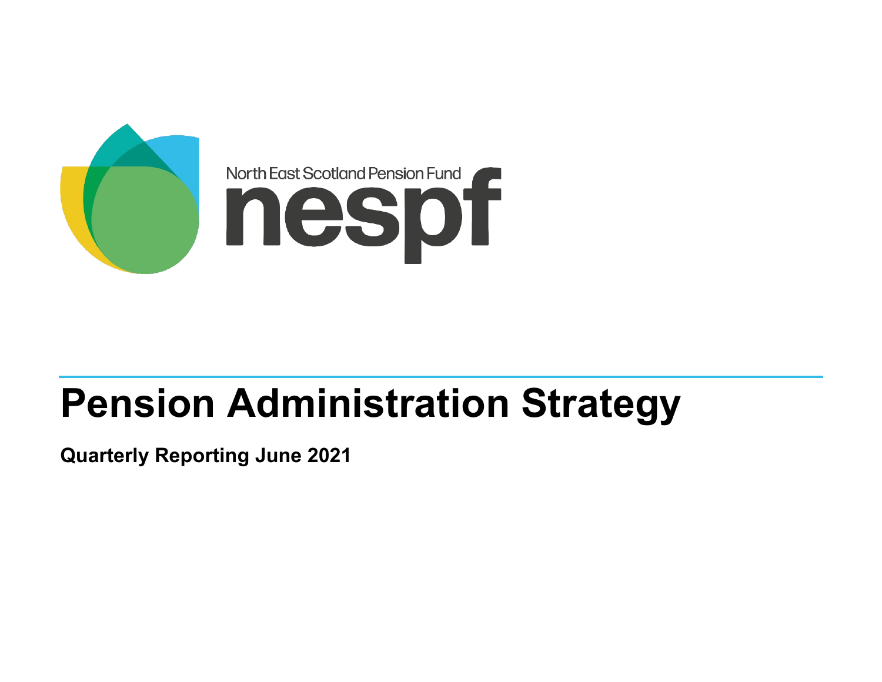North East Scotland Pension Fund

nespf

# Pension Administration Strategy

**Quarterly Reporting June 2021**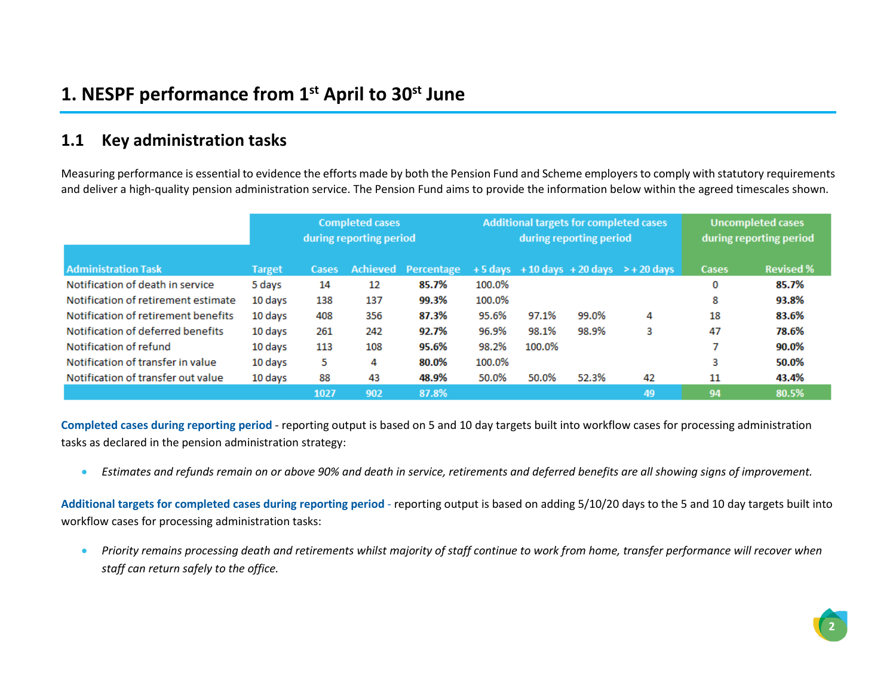# 1. NESPF performance from 1st April to 30st June

## 1.1 Key administration tasks

Measuring performance is essential to evidence the efforts made by both the Pension Fund and Scheme employers to comply with statutory requirements and deliver a high-quality pension administration service. The Pension Fund aims to provide the information below within the agreed timescales shown.

| | | Completed cases during reporting period | | | Additional targets for completed cases during reporting period | | | | Uncompleted cases during reporting period | |
|---|---|---|---|---|---|---|---|---|---|---|
| **Administration Task** | **Target** | **Cases** | **Achieved** | **Percentage** | **+5 days** | **+10 days** | **+20 days** | **>+20 days** | **Cases** | **Revised %** |
| Notification of death in service | 5 days | 14 | 12 | **85.7%** | 100.0% | | | | 0 | **85.7%** |
| Notification of retirement estimate | 10 days | 138 | 137 | **99.3%** | 100.0% | | | | 8 | **93.8%** |
| Notification of retirement benefits | 10 days | 408 | 356 | **87.3%** | 95.6% | 97.1% | 99.0% | 4 | 18 | **83.6%** |
| Notification of deferred benefits | 10 days | 261 | 242 | **92.7%** | 96.9% | 98.1% | 98.9% | 3 | 47 | **78.6%** |
| Notification of refund | 10 days | 113 | 108 | **95.6%** | 98.2% | 100.0% | | | 7 | **90.0%** |
| Notification of transfer in value | 10 days | 5 | 4 | **80.0%** | 100.0% | | | | 3 | **50.0%** |
| Notification of transfer out value | 10 days | 88 | 43 | **48.9%** | 50.0% | 50.0% | 52.3% | 42 | 11 | **43.4%** |
| | | 1027 | 902 | 87.8% | | | | 49 | 94 | 80.5% |

**Completed cases during reporting period** - reporting output is based on 5 and 10 day targets built into workflow cases for processing administration tasks as declared in the pension administration strategy:

- *Estimates and refunds remain on or above 90% and death in service, retirements and deferred benefits are all showing signs of improvement.*

**Additional targets for completed cases during reporting period** - reporting output is based on adding 5/10/20 days to the 5 and 10 day targets built into workflow cases for processing administration tasks:

- *Priority remains processing death and retirements whilst majority of staff continue to work from home, transfer performance will recover when staff can return safely to the office.*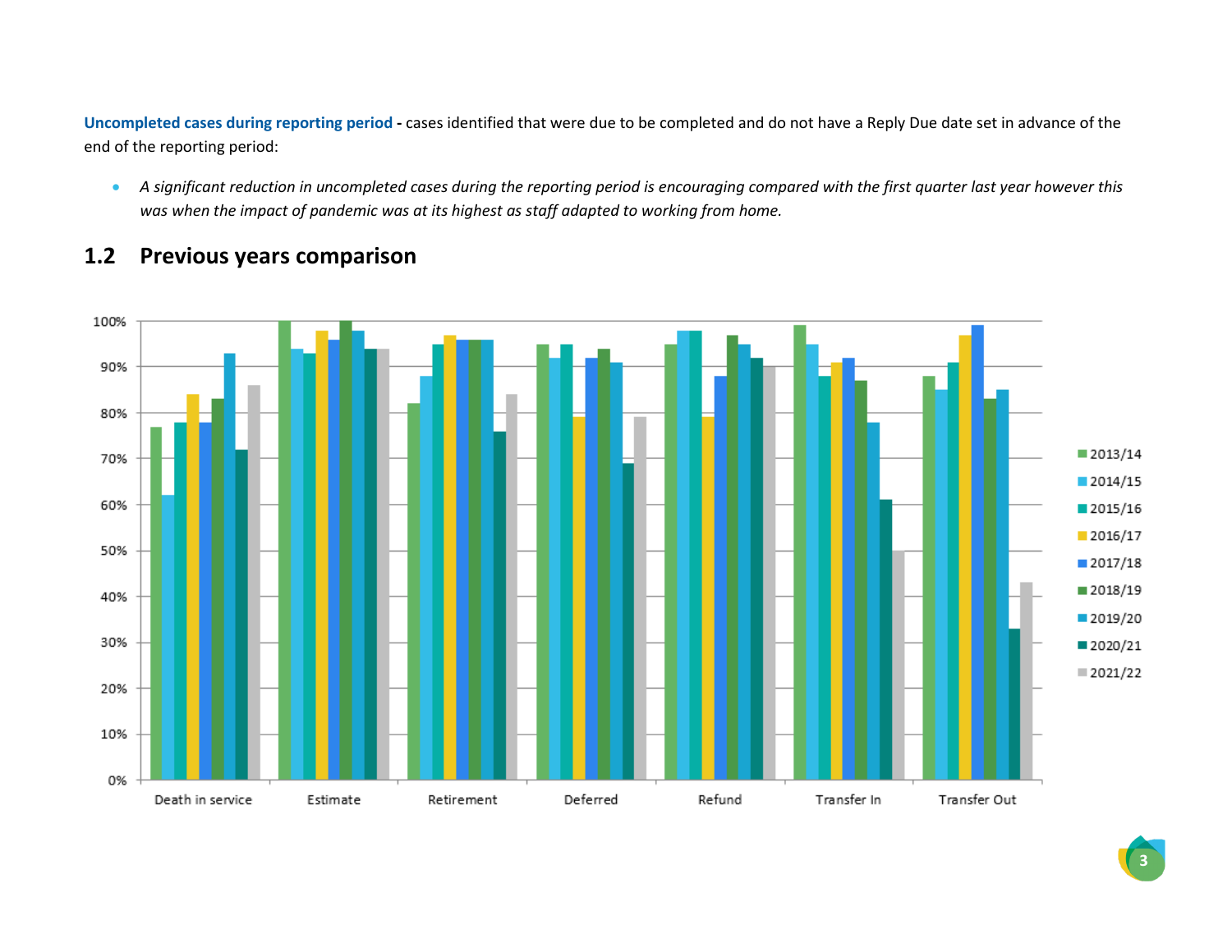**Uncompleted cases during reporting period -** cases identified that were due to be completed and do not have a Reply Due date set in advance of the end of the reporting period:

- *A significant reduction in uncompleted cases during the reporting period is encouraging compared with the first quarter last year however this was when the impact of pandemic was at its highest as staff adapted to working from home.*

## 1.2 Previous years comparison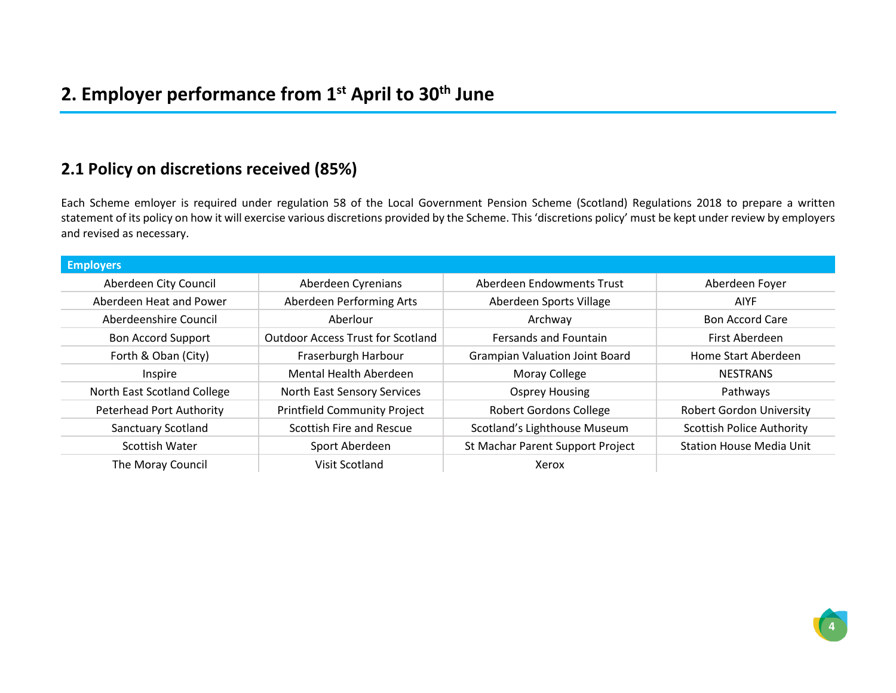## 2. Employer performance from 1st April to 30th June

### 2.1 Policy on discretions received (85%)

Each Scheme emloyer is required under regulation 58 of the Local Government Pension Scheme (Scotland) Regulations 2018 to prepare a written statement of its policy on how it will exercise various discretions provided by the Scheme. This 'discretions policy' must be kept under review by employers and revised as necessary.

| Employers | | | |
|---|---|---|---|
| Aberdeen City Council | Aberdeen Cyrenians | Aberdeen Endowments Trust | Aberdeen Foyer |
| Aberdeen Heat and Power | Aberdeen Performing Arts | Aberdeen Sports Village | AIYF |
| Aberdeenshire Council | Aberlour | Archway | Bon Accord Care |
| Bon Accord Support | Outdoor Access Trust for Scotland | Fersands and Fountain | First Aberdeen |
| Forth & Oban (City) | Fraserburgh Harbour | Grampian Valuation Joint Board | Home Start Aberdeen |
| Inspire | Mental Health Aberdeen | Moray College | NESTRANS |
| North East Scotland College | North East Sensory Services | Osprey Housing | Pathways |
| Peterhead Port Authority | Printfield Community Project | Robert Gordons College | Robert Gordon University |
| Sanctuary Scotland | Scottish Fire and Rescue | Scotland's Lighthouse Museum | Scottish Police Authority |
| Scottish Water | Sport Aberdeen | St Machar Parent Support Project | Station House Media Unit |
| The Moray Council | Visit Scotland | Xerox | |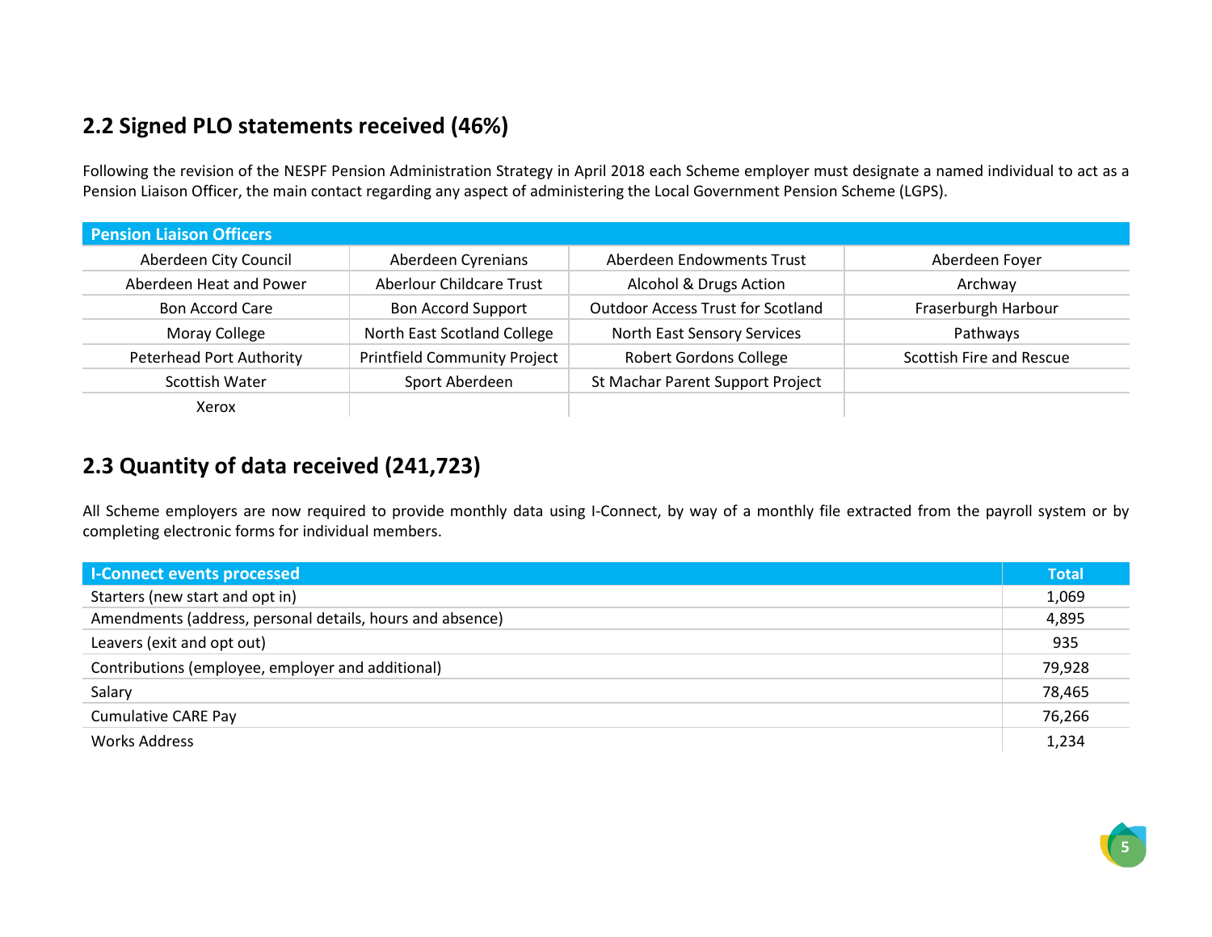## 2.2 Signed PLO statements received (46%)

Following the revision of the NESPF Pension Administration Strategy in April 2018 each Scheme employer must designate a named individual to act as a Pension Liaison Officer, the main contact regarding any aspect of administering the Local Government Pension Scheme (LGPS).

| Pension Liaison Officers | | | |
|---|---|---|---|
| Aberdeen City Council | Aberdeen Cyrenians | Aberdeen Endowments Trust | Aberdeen Foyer |
| Aberdeen Heat and Power | Aberlour Childcare Trust | Alcohol & Drugs Action | Archway |
| Bon Accord Care | Bon Accord Support | Outdoor Access Trust for Scotland | Fraserburgh Harbour |
| Moray College | North East Scotland College | North East Sensory Services | Pathways |
| Peterhead Port Authority | Printfield Community Project | Robert Gordons College | Scottish Fire and Rescue |
| Scottish Water | Sport Aberdeen | St Machar Parent Support Project | |
| Xerox | | | |

## 2.3 Quantity of data received (241,723)

All Scheme employers are now required to provide monthly data using I-Connect, by way of a monthly file extracted from the payroll system or by completing electronic forms for individual members.

| I-Connect events processed | Total |
|---|---|
| Starters (new start and opt in) | 1,069 |
| Amendments (address, personal details, hours and absence) | 4,895 |
| Leavers (exit and opt out) | 935 |
| Contributions (employee, employer and additional) | 79,928 |
| Salary | 78,465 |
| Cumulative CARE Pay | 76,266 |
| Works Address | 1,234 |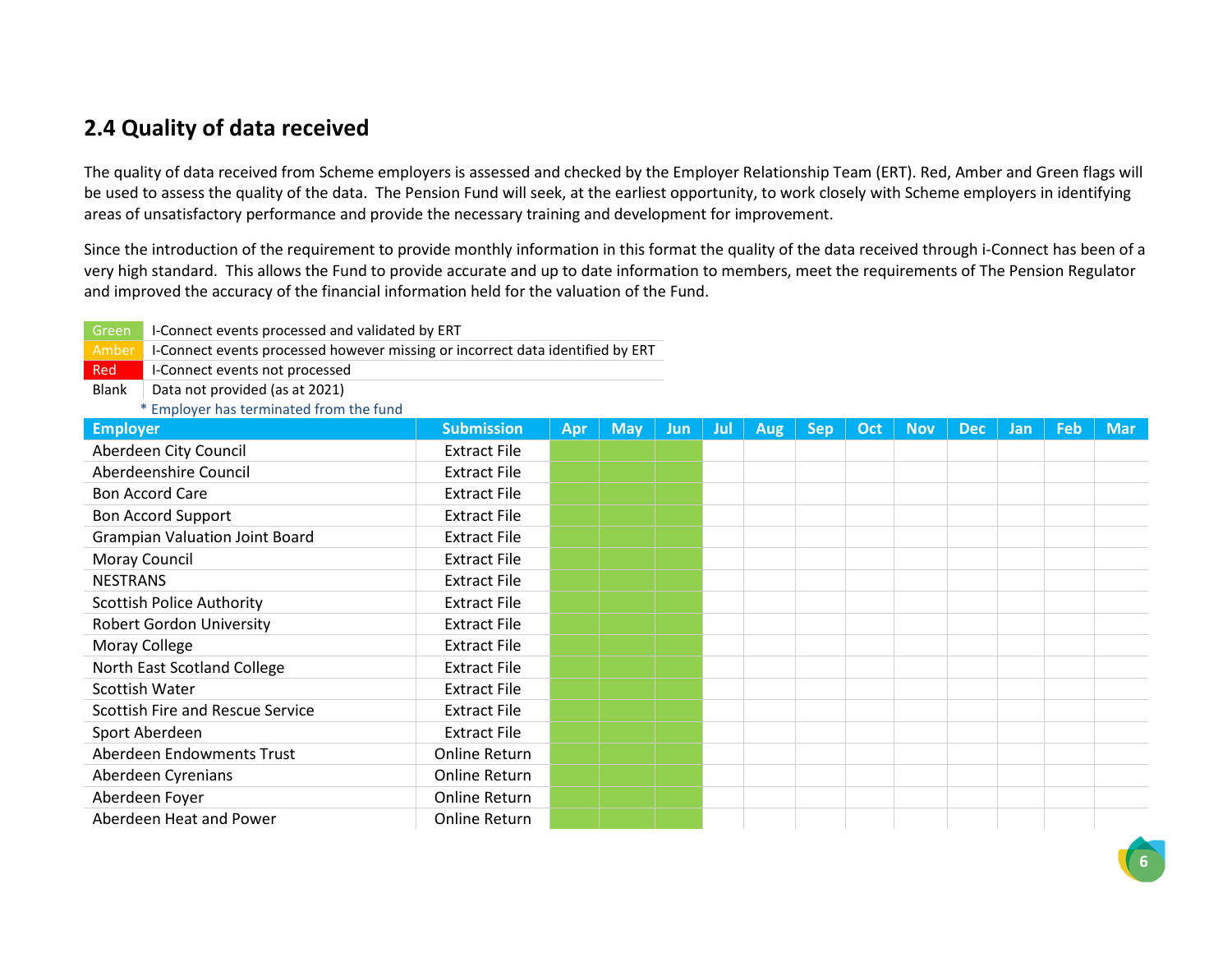## 2.4 Quality of data received

The quality of data received from Scheme employers is assessed and checked by the Employer Relationship Team (ERT). Red, Amber and Green flags will be used to assess the quality of the data. The Pension Fund will seek, at the earliest opportunity, to work closely with Scheme employers in identifying areas of unsatisfactory performance and provide the necessary training and development for improvement.

Since the introduction of the requirement to provide monthly information in this format the quality of the data received through i-Connect has been of a very high standard. This allows the Fund to provide accurate and up to date information to members, meet the requirements of The Pension Regulator and improved the accuracy of the financial information held for the valuation of the Fund.

| | |
|---|---|
| Green | I-Connect events processed and validated by ERT |
| Amber | I-Connect events processed however missing or incorrect data identified by ERT |
| Red | I-Connect events not processed |
| Blank | Data not provided (as at 2021) |

* Employer has terminated from the fund

| Employer | Submission | Apr | May | Jun | Jul | Aug | Sep | Oct | Nov | Dec | Jan | Feb | Mar |
|---|---|---|---|---|---|---|---|---|---|---|---|---|---|
| Aberdeen City Council | Extract File | Green | Green | Green | | | | | | | | | |
| Aberdeenshire Council | Extract File | Green | Green | Green | | | | | | | | | |
| Bon Accord Care | Extract File | Green | Green | Green | | | | | | | | | |
| Bon Accord Support | Extract File | Green | Green | Green | | | | | | | | | |
| Grampian Valuation Joint Board | Extract File | Green | Green | Green | | | | | | | | | |
| Moray Council | Extract File | Green | Green | Green | | | | | | | | | |
| NESTRANS | Extract File | Green | Green | Green | | | | | | | | | |
| Scottish Police Authority | Extract File | Green | Green | Green | | | | | | | | | |
| Robert Gordon University | Extract File | Green | Green | Green | | | | | | | | | |
| Moray College | Extract File | Green | Green | Green | | | | | | | | | |
| North East Scotland College | Extract File | Green | Green | Green | | | | | | | | | |
| Scottish Water | Extract File | Green | Green | Green | | | | | | | | | |
| Scottish Fire and Rescue Service | Extract File | Green | Green | Green | | | | | | | | | |
| Sport Aberdeen | Extract File | Green | Green | Green | | | | | | | | | |
| Aberdeen Endowments Trust | Online Return | Green | Green | Green | | | | | | | | | |
| Aberdeen Cyrenians | Online Return | Green | Green | Green | | | | | | | | | |
| Aberdeen Foyer | Online Return | Green | Green | Green | | | | | | | | | |
| Aberdeen Heat and Power | Online Return | Green | Green | Green | | | | | | | | | |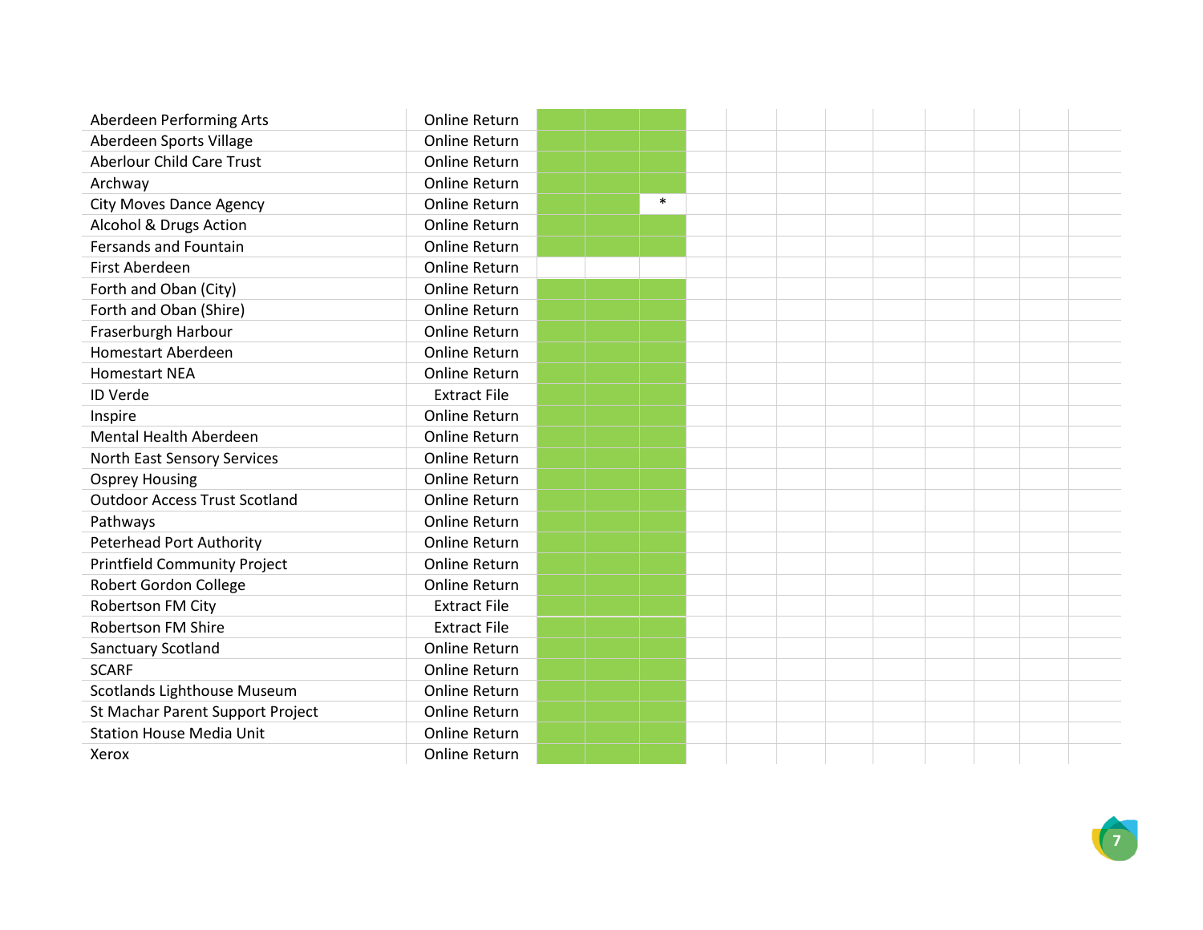| | | | | | | | | | | | | | |
|---|---|---|---|---|---|---|---|---|---|---|---|---|---|
| Aberdeen Performing Arts | Online Return | | | | | | | | | | | | |
| Aberdeen Sports Village | Online Return | | | | | | | | | | | | |
| Aberlour Child Care Trust | Online Return | | | | | | | | | | | | |
| Archway | Online Return | | | | | | | | | | | | |
| City Moves Dance Agency | Online Return | | | * | | | | | | | | | |
| Alcohol & Drugs Action | Online Return | | | | | | | | | | | | |
| Fersands and Fountain | Online Return | | | | | | | | | | | | |
| First Aberdeen | Online Return | | | | | | | | | | | | |
| Forth and Oban (City) | Online Return | | | | | | | | | | | | |
| Forth and Oban (Shire) | Online Return | | | | | | | | | | | | |
| Fraserburgh Harbour | Online Return | | | | | | | | | | | | |
| Homestart Aberdeen | Online Return | | | | | | | | | | | | |
| Homestart NEA | Online Return | | | | | | | | | | | | |
| ID Verde | Extract File | | | | | | | | | | | | |
| Inspire | Online Return | | | | | | | | | | | | |
| Mental Health Aberdeen | Online Return | | | | | | | | | | | | |
| North East Sensory Services | Online Return | | | | | | | | | | | | |
| Osprey Housing | Online Return | | | | | | | | | | | | |
| Outdoor Access Trust Scotland | Online Return | | | | | | | | | | | | |
| Pathways | Online Return | | | | | | | | | | | | |
| Peterhead Port Authority | Online Return | | | | | | | | | | | | |
| Printfield Community Project | Online Return | | | | | | | | | | | | |
| Robert Gordon College | Online Return | | | | | | | | | | | | |
| Robertson FM City | Extract File | | | | | | | | | | | | |
| Robertson FM Shire | Extract File | | | | | | | | | | | | |
| Sanctuary Scotland | Online Return | | | | | | | | | | | | |
| SCARF | Online Return | | | | | | | | | | | | |
| Scotlands Lighthouse Museum | Online Return | | | | | | | | | | | | |
| St Machar Parent Support Project | Online Return | | | | | | | | | | | | |
| Station House Media Unit | Online Return | | | | | | | | | | | | |
| Xerox | Online Return | | | | | | | | | | | | |